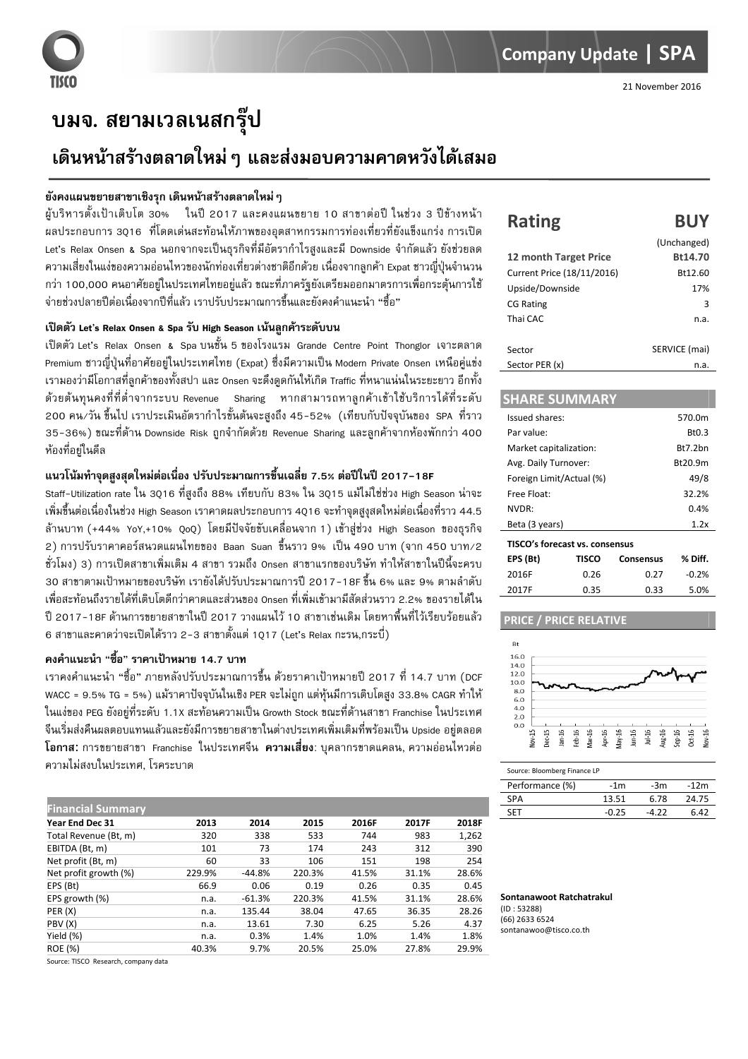# Company Update | SPA

21 November 2016

# บมจ. สยามเวลเนสกรุ๊ป

## เดินหน้าสร้างตลาดใหม่ ๆ และส่งมอบความคาดหวังได้เสมอ

### ยังคงแผนขยายสาขาเชิงรุก เดินหน้าสร้างตลาดใหม่ ๆ

ผู้บริหารตั้งเป้าเติบโต 30% ในปี 2017 และคงแผนขยาย 10 สาขาต่อปี ในช่วง 3 ปีข้างหน้า ผลประกอบการ 3Q16 ที่โดดเด่นสะท้อนให้ภาพของอุตสาหกรรมการท่องเที่ยวที่ยังแข็งแกร่ง การเปิด Let's Relax Onsen & Spa นอกจากจะเป็นธุรกิจที่มีอัตรากำไรสูงและมี Downside จำกัดแล้ว ยังช่วยลดความเสี่ยงในแง่ของความอ่อนไหวของนักท่องเที่ยวต่างชาติอีกด้วย เนื่องจากลูกค้า Expat ชาวญี่ปุ่นจำนวนกว่า 100,000 คนอาศัยอยู่ในประเทศไทยอยู่แล้ว ขณะที่ภาครัฐยังเตรียมออกมาตรการเพื่อกระตุ้นการใช้จ่ายช่วงปลายปีต่อเนื่องจากปีที่แล้ว เราปรับประมาณการขึ้นและยังคงคำแนะนำ "ซื้อ"

### เปิดตัว Let's Relax Onsen & Spa รับ High Season เน้นลูกค้าระดับบน

เปิดตัว Let's Relax Onsen & Spa บนชั้น 5 ของโรงแรม Grande Centre Point Thonglor เจาะตลาด Premium ชาวญี่ปุ่นที่อาศัยอยู่ในประเทศไทย (Expat) ซึ่งมีความเป็น Modern Private Onsen เหนือคู่แข่ง เรามองว่ามีโอกาสที่ลูกค้าของทั้งสปา และ Onsen จะดึงดูดกันให้เกิด Traffic ที่หนาแน่นในระยะยาว อีกทั้งด้วยต้นทุนคงที่ที่ต่ำจากระบบ Revenue Sharing หากสามารถหาลูกค้าเข้าใช้บริการได้ที่ระดับ 200 คน/วัน ขึ้นไป เราประเมินอัตรากำไรขั้นต้นจะสูงถึง 45-52% (เทียบกับปัจจุบันของ SPA ที่ราว 35-36%) ขณะที่ด้าน Downside Risk ถูกจำกัดด้วย Revenue Sharing และลูกค้าจากห้องพักกว่า 400 ห้องที่อยู่ในตึล

### แนวโน้มทำจุดสูงสุดใหม่ต่อเนื่อง ปรับประมาณการขึ้นเฉลี่ย 7.5% ต่อปีในปี 2017-18F

Staff-Utilization rate ใน 3Q16 ที่สูงถึง 88% เทียบกับ 83% ใน 3Q15 แม้ไม่ใช่ช่วง High Season น่าจะเพิ่มขึ้นต่อเนื่องในช่วง High Season เราคาดผลประกอบการ 4Q16 จะทำจุดสูงสุดใหม่ต่อเนื่องที่ราว 44.5 ล้านบาท (+44% YoY,+10% QoQ) โดยมีปัจจัยขับเคลื่อนจาก 1) เข้าสู่ช่วง High Season ของธุรกิจ 2) การปรับราคาคอร์สนวดแผนไทยของ Baan Suan ขึ้นราว 9% เป็น 490 บาท (จาก 450 บาท/2 ชั่วโมง) 3) การเปิดสาขาเพิ่มเติม 4 สาขา รวมถึง Onsen สาขาแรกของบริษัท ทำให้สาขาในปีนี้จะครบ 30 สาขาตามเป้าหมายของบริษัท เราจึงได้ปรับประมาณการปี 2017-18F ขึ้น 6% และ 9% ตามลำดับ เพื่อสะท้อนถึงรายได้ที่เติบโตดีกว่าคาดและส่วนของ Onsen ที่เพิ่มเข้ามามีสัดส่วนราว 2.2% ของรายได้ใน ปี 2017-18F ด้านการขยายสาขาในปี 2017 วางแผนไว้ 10 สาขาเช่นเดิม โดยหาพื้นที่ไว้เรียบร้อยแล้ว 6 สาขาและคาดว่าจะเปิดได้ราว 2-3 สาขาตั้งแต่ 1Q17 (Let's Relax กระบี่,กระบี่)

### คงคำแนะนำ "ซื้อ" ราคาเป้าหมาย 14.7 บาท

เราคงคำแนะนำ "ซื้อ" ภายหลังปรับประมาณการขึ้น ด้วยราคาเป้าหมายปี 2017 ที่ 14.7 บาท (DCF WACC = 9.5% TG = 5%) แม้ราคาปัจจุบันในเชิง PER จะไม่ถูก แต่หุ้นมีการเติบโตสูง 33.8% CAGR ทำให้ในแง่ของ PEG ยังอยู่ที่ระดับ 1.1X สะท้อนความเป็น Growth Stock ขณะที่ด้านสาขา Franchise ในประเทศจีนเริ่มส่งคืนผลตอบแทนแล้วและยังมีการขยายสาขาในต่างประเทศเพิ่มเติมที่พร้อมเป็น Upside อยู่ตลอด **โอกาส:** การขยายสาขา Franchise ในประเทศจีน **ความเสี่ยง**: บุคลากรขาดแคลน, ความอ่อนไหวต่อความไม่สงบในประเทศ, โรคระบาด

| **Financial Summary** | | | | | | |
|---|---|---|---|---|---|---|
| **Year End Dec 31** | **2013** | **2014** | **2015** | **2016F** | **2017F** | **2018F** |
| Total Revenue (Bt, m) | 320 | 338 | 533 | 744 | 983 | 1,262 |
| EBITDA (Bt, m) | 101 | 73 | 174 | 243 | 312 | 390 |
| Net profit (Bt, m) | 60 | 33 | 106 | 151 | 198 | 254 |
| Net profit growth (%) | 229.9% | -44.8% | 220.3% | 41.5% | 31.1% | 28.6% |
| EPS (Bt) | 66.9 | 0.06 | 0.19 | 0.26 | 0.35 | 0.45 |
| EPS growth (%) | n.a. | -61.3% | 220.3% | 41.5% | 31.1% | 28.6% |
| PER (X) | n.a. | 135.44 | 38.04 | 47.65 | 36.35 | 28.26 |
| PBV (X) | n.a. | 13.61 | 7.30 | 6.25 | 5.26 | 4.37 |
| Yield (%) | n.a. | 0.3% | 1.4% | 1.0% | 1.4% | 1.8% |
| ROE (%) | 40.3% | 9.7% | 20.5% | 25.0% | 27.8% | 29.9% |

Source: TISCO Research, company data

| **Rating** | **BUY** |
|---|---|
| | (Unchanged) |
| **12 month Target Price** | **Bt14.70** |
| Current Price (18/11/2016) | Bt12.60 |
| Upside/Downside | 17% |
| CG Rating | 3 |
| Thai CAC | n.a. |
| Sector | SERVICE (mai) |
| Sector PER (x) | n.a. |

| **SHARE SUMMARY** | |
|---|---|
| Issued shares: | 570.0m |
| Par value: | Bt0.3 |
| Market capitalization: | Bt7.2bn |
| Avg. Daily Turnover: | Bt20.9m |
| Foreign Limit/Actual (%) | 49/8 |
| Free Float: | 32.2% |
| NVDR: | 0.4% |
| Beta (3 years) | 1.2x |

**TISCO's forecast vs. consensus**

| **EPS (Bt)** | **TISCO** | **Consensus** | **% Diff.** |
|---|---|---|---|
| 2016F | 0.26 | 0.27 | -0.2% |
| 2017F | 0.35 | 0.33 | 5.0% |

**PRICE / PRICE RELATIVE**

Source: Bloomberg Finance LP

| Performance (%) | -1m | -3m | -12m |
|---|---|---|---|
| SPA | 13.51 | 6.78 | 24.75 |
| SET | -0.25 | -4.22 | 6.42 |

**Sontanawoot Ratchatrakul**
(ID : 53288)
(66) 2633 6524
sontanawoo@tisco.co.th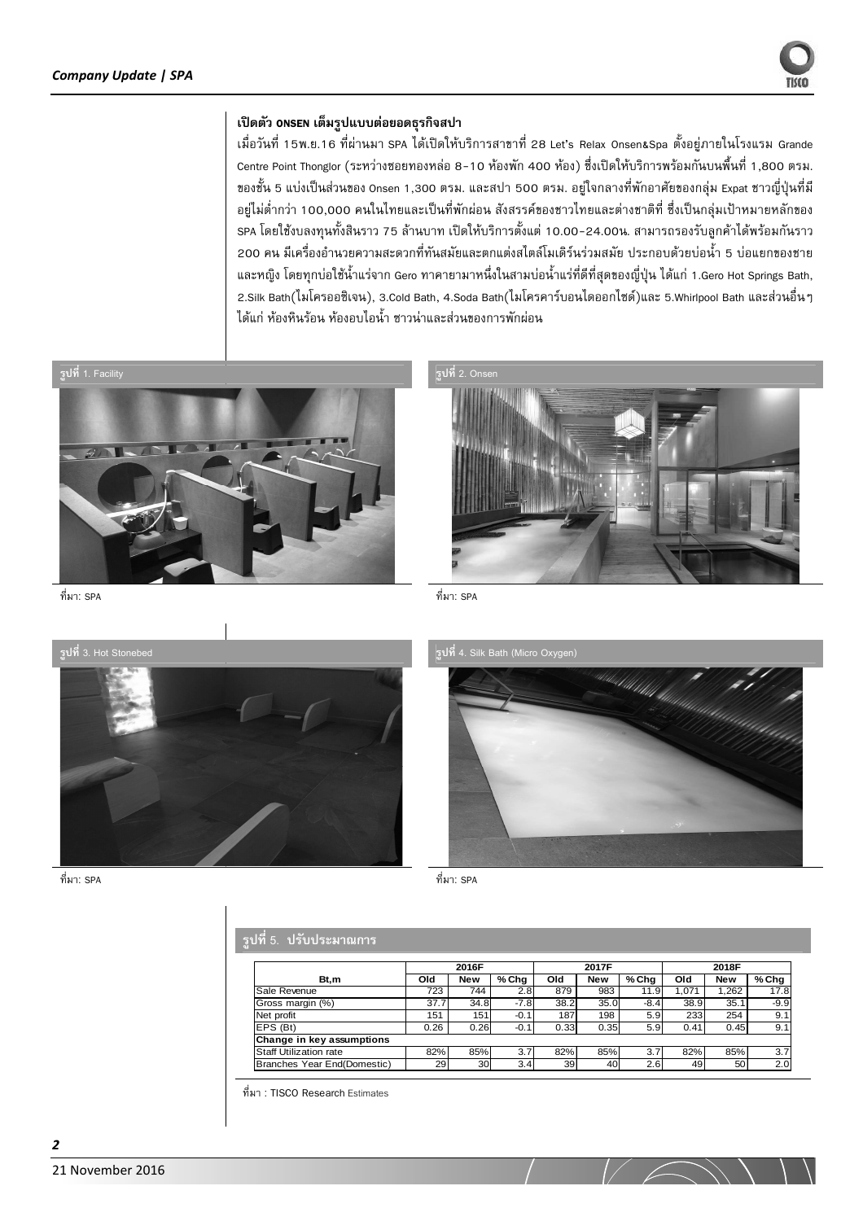### เปิดตัว ONSEN เต็มรูปแบบต่อยอดธุรกิจสปา

เมื่อวันที่ 15พ.ย.16 ที่ผ่านมา SPA ได้เปิดให้บริการสาขาที่ 28 Let's Relax Onsen&Spa ตั้งอยู่ภายในโรงแรม Grande Centre Point Thonglor (ระหว่างซอยทองหล่อ 8-10 ห้องพัก 400 ห้อง) ซึ่งเปิดให้บริการพร้อมกันบนพื้นที่ 1,800 ตรม. ของชั้น 5 แบ่งเป็นส่วนของ Onsen 1,300 ตรม. และสปา 500 ตรม. อยู่ใจกลางที่พักอาศัยของกลุ่ม Expat ชาวญี่ปุ่นที่มีอยู่ไม่ต่ำกว่า 100,000 คนในไทยและเป็นที่พักผ่อน สังสรรค์ของชาวไทยและต่างชาติที่ ซึ่งเป็นกลุ่มเป้าหมายหลักของ SPA โดยใช้งบลงทุนทั้งสินราว 75 ล้านบาท เปิดให้บริการตั้งแต่ 10.00-24.00น. สามารถรองรับลูกค้าได้พร้อมกันราว 200 คน มีเครื่องอำนวยความสะดวกที่ทันสมัยและตกแต่งสไตล์โมเดิร์นร่วมสมัย ประกอบด้วยบ่อน้ำ 5 บ่อแยกของชายและหญิง โดยทุกบ่อใช้น้ำแร่จาก Gero ทาคายามาหนึ่งในสามบ่อน้ำแร่ที่ดีที่สุดของญี่ปุ่น ได้แก่ 1.Gero Hot Springs Bath, 2.Silk Bath(ไมโครออซิเจน), 3.Cold Bath, 4.Soda Bath(ไมโครคาร์บอนไดออกไซด์)และ 5.Whirlpool Bath และส่วนอื่นๆ ได้แก่ ห้องหินร้อน ห้องอบไอน้ำ ซาวน่าและส่วนของการพักผ่อน

**รูปที่ 1.** Facility

ที่มา: SPA

**รูปที่ 2.** Onsen

ที่มา: SPA

**รูปที่ 3.** Hot Stonebed

ที่มา: SPA

**รูปที่ 4.** Silk Bath (Micro Oxygen)

ที่มา: SPA

**รูปที่ 5. ปรับประมาณการ**

| Bt,m | 2016F | | | 2017F | | | 2018F | | |
|---|---|---|---|---|---|---|---|---|---|
| | Old | New | % Chg | Old | New | % Chg | Old | New | % Chg |
| Sale Revenue | 723 | 744 | 2.8 | 879 | 983 | 11.9 | 1,071 | 1,262 | 17.8 |
| Gross margin (%) | 37.7 | 34.8 | -7.8 | 38.2 | 35.0 | -8.4 | 38.9 | 35.1 | -9.9 |
| Net profit | 151 | 151 | -0.1 | 187 | 198 | 5.9 | 233 | 254 | 9.1 |
| EPS (Bt) | 0.26 | 0.26 | -0.1 | 0.33 | 0.35 | 5.9 | 0.41 | 0.45 | 9.1 |
| **Change in key assumptions** | | | | | | | | | |
| Staff Utilization rate | 82% | 85% | 3.7 | 82% | 85% | 3.7 | 82% | 85% | 3.7 |
| Branches Year End(Domestic) | 29 | 30 | 3.4 | 39 | 40 | 2.6 | 49 | 50 | 2.0 |

ที่มา : TISCO Research Estimates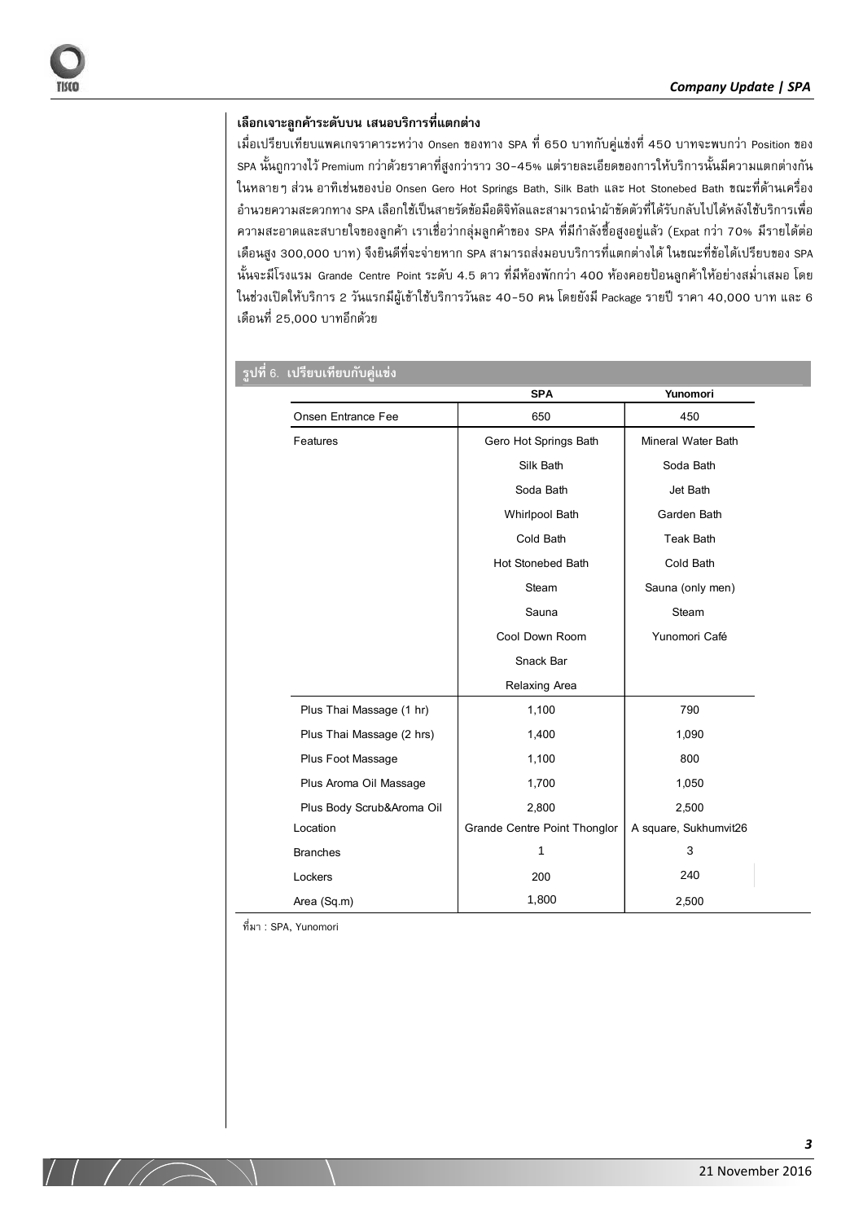## เลือกเจาะลูกค้าระดับบน เสนอบริการที่แตกต่าง

เมื่อเปรียบเทียบแพคเกจราคาระหว่าง Onsen ของทาง SPA ที่ 650 บาทกับคู่แข่งที่ 450 บาทจะพบกว่า Position ของ SPA นั้นถูกวางไว้ Premium กว่าด้วยราคาที่สูงกว่าราว 30-45% แต่รายละเอียดของการให้บริการนั้นมีความแตกต่างกันในหลายๆ ส่วน อาทิเช่นของบ่อ Onsen Gero Hot Springs Bath, Silk Bath และ Hot Stonebed Bath ขณะที่ด้านเครื่องอำนวยความสะดวกทาง SPA เลือกใช้เป็นสายรัดข้อมือดิจิทัลและสามารถนำผ้าขัดตัวที่ได้รับกลับไปได้หลังใช้บริการเพื่อความสะอาดและสบายใจของลูกค้า เราเชื่อว่ากลุ่มลูกค้าของ SPA ที่มีกำลังซื้อสูงอยู่แล้ว (Expat กว่า 70% มีรายได้ต่อเดือนสูง 300,000 บาท) จึงยินดีที่จะจ่ายหาก SPA สามารถส่งมอบบริการที่แตกต่างได้ ในขณะที่ข้อได้เปรียบของ SPA นั้นจะมีโรงแรม Grande Centre Point ระดับ 4.5 ดาว ที่มีห้องพักกว่า 400 ห้องคอยป้อนลูกค้าให้อย่างสม่ำเสมอ โดยในช่วงเปิดให้บริการ 2 วันแรกมีผู้เข้าใช้บริการวันละ 40-50 คน โดยยังมี Package รายปี ราคา 40,000 บาท และ 6 เดือนที่ 25,000 บาทอีกด้วย

**รูปที่ 6. เปรียบเทียบกับคู่แข่ง**

| | SPA | Yunomori |
|---|---|---|
| Onsen Entrance Fee | 650 | 450 |
| Features | Gero Hot Springs Bath | Mineral Water Bath |
| | Silk Bath | Soda Bath |
| | Soda Bath | Jet Bath |
| | Whirlpool Bath | Garden Bath |
| | Cold Bath | Teak Bath |
| | Hot Stonebed Bath | Cold Bath |
| | Steam | Sauna (only men) |
| | Sauna | Steam |
| | Cool Down Room | Yunomori Café |
| | Snack Bar | |
| | Relaxing Area | |
| Plus Thai Massage (1 hr) | 1,100 | 790 |
| Plus Thai Massage (2 hrs) | 1,400 | 1,090 |
| Plus Foot Massage | 1,100 | 800 |
| Plus Aroma Oil Massage | 1,700 | 1,050 |
| Plus Body Scrub&Aroma Oil | 2,800 | 2,500 |
| Location | Grande Centre Point Thonglor | A square, Sukhumvit26 |
| Branches | 1 | 3 |
| Lockers | 200 | 240 |
| Area (Sq.m) | 1,800 | 2,500 |

ที่มา : SPA, Yunomori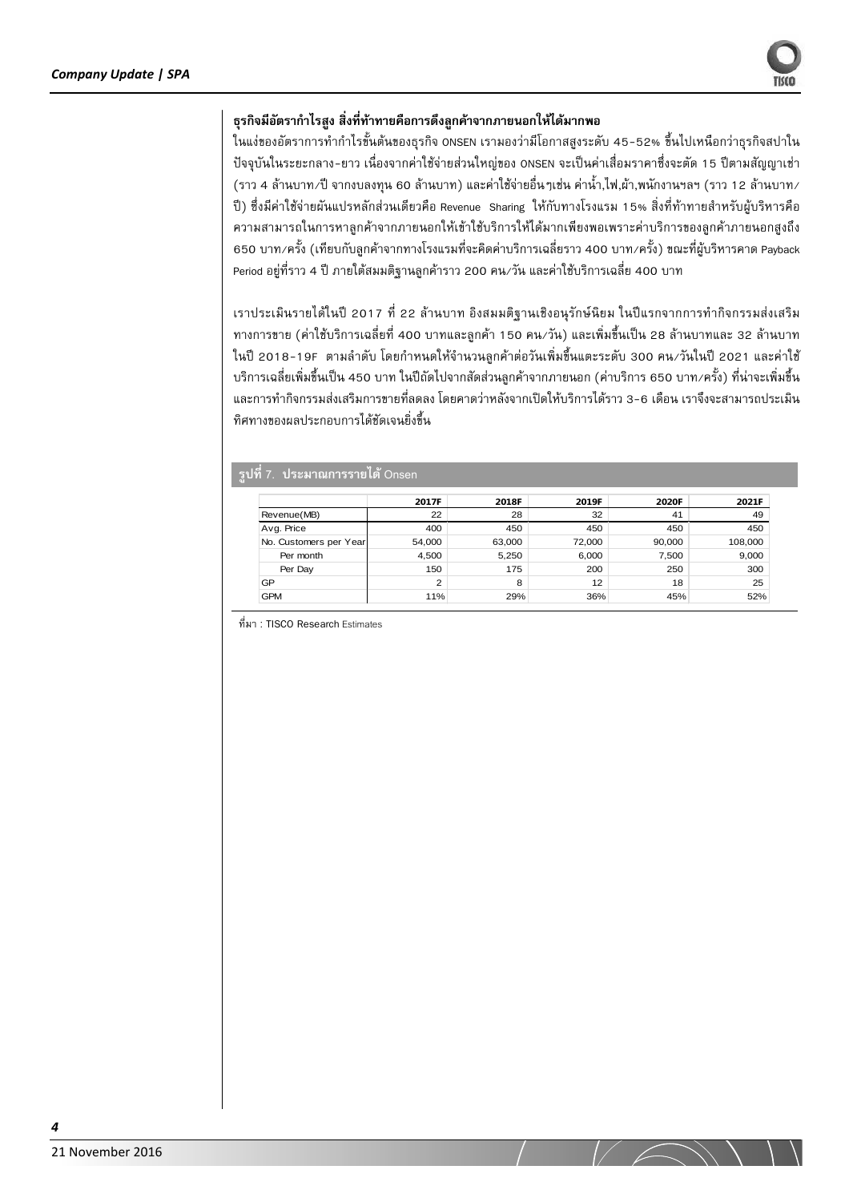**ธุรกิจมีอัตรากำไรสูง สิ่งที่ท้าทายคือการดึงลูกค้าจากภายนอกให้ได้มากพอ**

ในแง่ของอัตราการทำกำไรขั้นต้นของธุรกิจ ONSEN เรามองว่ามีโอกาสสูงระดับ 45-52% ขึ้นไปเหนือกว่าธุรกิจสปาในปัจจุบันในระยะกลาง-ยาว เนื่องจากค่าใช้จ่ายส่วนใหญ่ของ ONSEN จะเป็นค่าเสื่อมราคาซึ่งจะตัด 15 ปีตามสัญญาเช่า (ราว 4 ล้านบาท/ปี จากงบลงทุน 60 ล้านบาท) และค่าใช้จ่ายอื่นๆเช่น ค่าน้ำ,ไฟ,ผ้า,พนักงานฯลฯ (ราว 12 ล้านบาท/ปี) ซึ่งมีค่าใช้จ่ายผันแปรหลักส่วนเดียวคือ Revenue Sharing ให้กับทางโรงแรม 15% สิ่งที่ท้าทายสำหรับผู้บริหารคือความสามารถในการหาลูกค้าจากภายนอกให้เข้าใช้บริการให้ได้มากเพียงพอเพราะค่าบริการของลูกค้าภายนอกสูงถึง 650 บาท/ครั้ง (เทียบกับลูกค้าจากทางโรงแรมที่จะคิดค่าบริการเฉลี่ยราว 400 บาท/ครั้ง) ขณะที่ผู้บริหารคาด Payback Period อยู่ที่ราว 4 ปี ภายใต้สมมติฐานลูกค้าราว 200 คน/วัน และค่าใช้บริการเฉลี่ย 400 บาท

เราประเมินรายได้ในปี 2017 ที่ 22 ล้านบาท อิงสมมติฐานเชิงอนุรักษ์นิยม ในปีแรกจากการทำกิจกรรมส่งเสริมทางการขาย (ค่าใช้บริการเฉลี่ยที่ 400 บาทและลูกค้า 150 คน/วัน) และเพิ่มขึ้นเป็น 28 ล้านบาทและ 32 ล้านบาทในปี 2018-19F ตามลำดับ โดยกำหนดให้จำนวนลูกค้าต่อวันเพิ่มขึ้นแตะระดับ 300 คน/วันในปี 2021 และค่าใช้บริการเฉลี่ยเพิ่มขึ้นเป็น 450 บาท ในปีถัดไปจากสัดส่วนลูกค้าจากภายนอก (ค่าบริการ 650 บาท/ครั้ง) ที่น่าจะเพิ่มขึ้นและการทำกิจกรรมส่งเสริมการขายที่ลดลง โดยคาดว่าหลังจากเปิดให้บริการได้ราว 3-6 เดือน เราจึงจะสามารถประเมินทิศทางของผลประกอบการได้ชัดเจนยิ่งขึ้น

**รูปที่ 7. ประมาณการรายได้** Onsen

| | 2017F | 2018F | 2019F | 2020F | 2021F |
|---|---|---|---|---|---|
| Revenue(MB) | 22 | 28 | 32 | 41 | 49 |
| Avg. Price | 400 | 450 | 450 | 450 | 450 |
| No. Customers per Year | 54,000 | 63,000 | 72,000 | 90,000 | 108,000 |
| Per month | 4,500 | 5,250 | 6,000 | 7,500 | 9,000 |
| Per Day | 150 | 175 | 200 | 250 | 300 |
| GP | 2 | 8 | 12 | 18 | 25 |
| GPM | 11% | 29% | 36% | 45% | 52% |

ที่มา : TISCO Research Estimates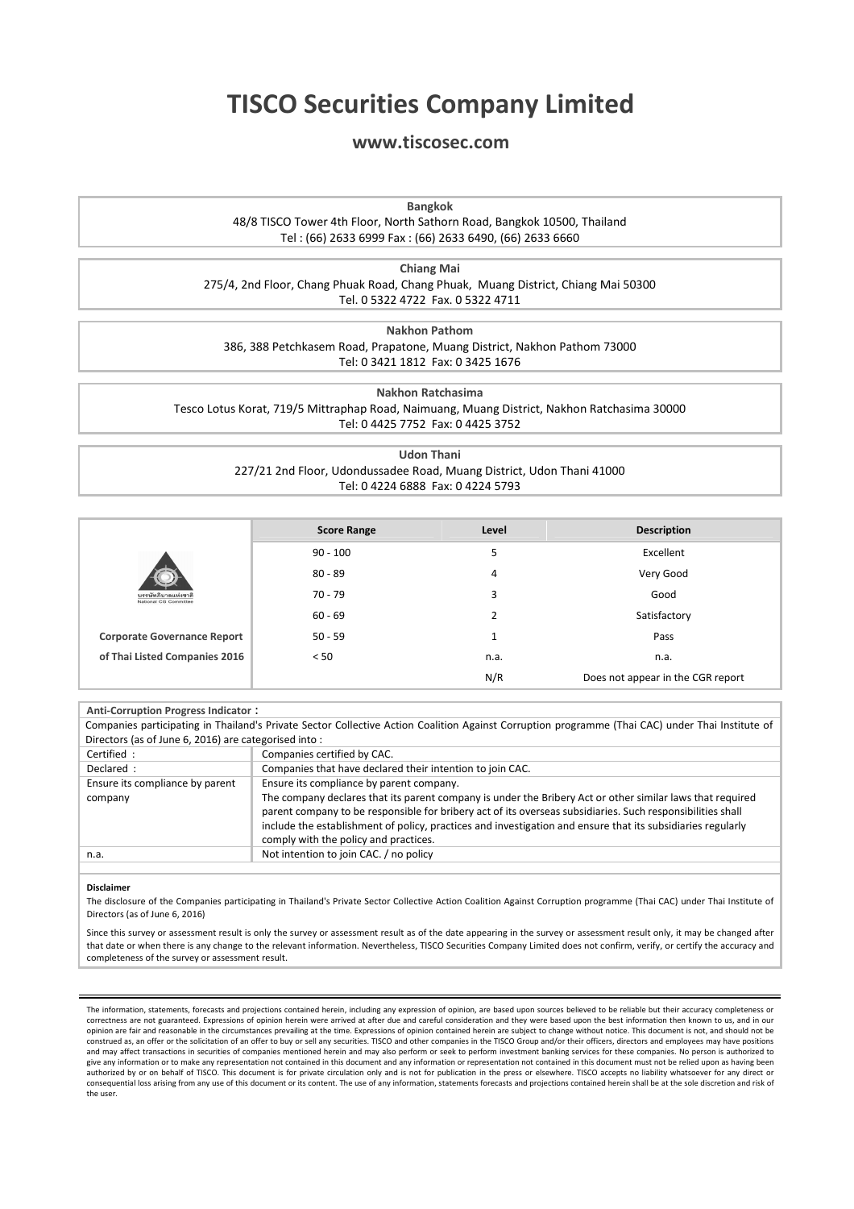# TISCO Securities Company Limited

## www.tiscosec.com

| |
|---|
| **Bangkok**<br>48/8 TISCO Tower 4th Floor, North Sathorn Road, Bangkok 10500, Thailand<br>Tel : (66) 2633 6999 Fax : (66) 2633 6490, (66) 2633 6660 |

| |
|---|
| **Chiang Mai**<br>275/4, 2nd Floor, Chang Phuak Road, Chang Phuak, Muang District, Chiang Mai 50300<br>Tel. 0 5322 4722 Fax. 0 5322 4711 |

| |
|---|
| **Nakhon Pathom**<br>386, 388 Petchkasem Road, Prapatone, Muang District, Nakhon Pathom 73000<br>Tel: 0 3421 1812 Fax: 0 3425 1676 |

| |
|---|
| **Nakhon Ratchasima**<br>Tesco Lotus Korat, 719/5 Mittraphap Road, Naimuang, Muang District, Nakhon Ratchasima 30000<br>Tel: 0 4425 7752 Fax: 0 4425 3752 |

| |
|---|
| **Udon Thani**<br>227/21 2nd Floor, Udondussadee Road, Muang District, Udon Thani 41000<br>Tel: 0 4224 6888 Fax: 0 4224 5793 |

| | Score Range | Level | Description |
|---|---|---|---|
| บรรษัทภิบาลแห่งชาติ National CG Committee | 90 - 100 | 5 | Excellent |
| | 80 - 89 | 4 | Very Good |
| | 70 - 79 | 3 | Good |
| | 60 - 69 | 2 | Satisfactory |
| **Corporate Governance Report** | 50 - 59 | 1 | Pass |
| **of Thai Listed Companies 2016** | < 50 | n.a. | n.a. |
| | | N/R | Does not appear in the CGR report |

**Anti-Corruption Progress Indicator :**

Companies participating in Thailand's Private Sector Collective Action Coalition Against Corruption programme (Thai CAC) under Thai Institute of Directors (as of June 6, 2016) are categorised into :

| | |
|---|---|
| Certified : | Companies certified by CAC. |
| Declared : | Companies that have declared their intention to join CAC. |
| Ensure its compliance by parent company | Ensure its compliance by parent company.<br>The company declares that its parent company is under the Bribery Act or other similar laws that required parent company to be responsible for bribery act of its overseas subsidiaries. Such responsibilities shall include the establishment of policy, practices and investigation and ensure that its subsidiaries regularly comply with the policy and practices. |
| n.a. | Not intention to join CAC. / no policy |

**Disclaimer**

The disclosure of the Companies participating in Thailand's Private Sector Collective Action Coalition Against Corruption programme (Thai CAC) under Thai Institute of Directors (as of June 6, 2016)

Since this survey or assessment result is only the survey or assessment result as of the date appearing in the survey or assessment result only, it may be changed after that date or when there is any change to the relevant information. Nevertheless, TISCO Securities Company Limited does not confirm, verify, or certify the accuracy and completeness of the survey or assessment result.

---

The information, statements, forecasts and projections contained herein, including any expression of opinion, are based upon sources believed to be reliable but their accuracy completeness or correctness are not guaranteed. Expressions of opinion herein were arrived at after due and careful consideration and they were based upon the best information then known to us, and in our opinion are fair and reasonable in the circumstances prevailing at the time. Expressions of opinion contained herein are subject to change without notice. This document is not, and should not be construed as, an offer or the solicitation of an offer to buy or sell any securities. TISCO and other companies in the TISCO Group and/or their officers, directors and employees may have positions and may affect transactions in securities of companies mentioned herein and may also perform or seek to perform investment banking services for these companies. No person is authorized to give any information or to make any representation not contained in this document and any information or representation not contained in this document must not be relied upon as having been authorized by or on behalf of TISCO. This document is for private circulation only and is not for publication in the press or elsewhere. TISCO accepts no liability whatsoever for any direct or consequential loss arising from any use of this document or its content. The use of any information, statements forecasts and projections contained herein shall be at the sole discretion and risk of the user.